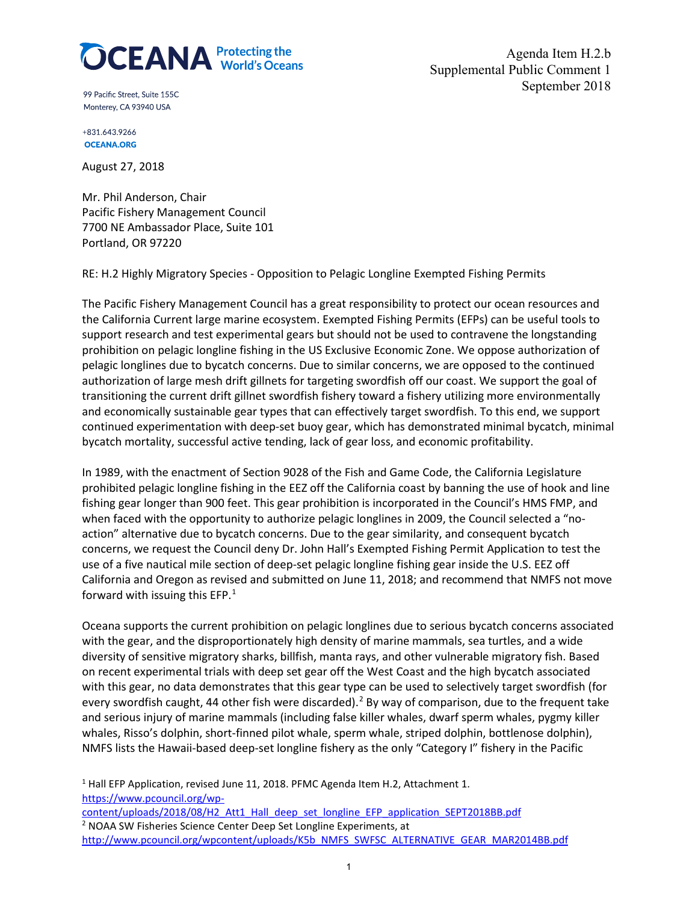OCEANA Protecting the World's Oceans

99 Pacific Street, Suite 155C
Monterey, CA 93940 USA

+831.643.9266
OCEANA.ORG

Agenda Item H.2.b
Supplemental Public Comment 1
September 2018

August 27, 2018

Mr. Phil Anderson, Chair
Pacific Fishery Management Council
7700 NE Ambassador Place, Suite 101
Portland, OR 97220

RE: H.2 Highly Migratory Species - Opposition to Pelagic Longline Exempted Fishing Permits

The Pacific Fishery Management Council has a great responsibility to protect our ocean resources and the California Current large marine ecosystem. Exempted Fishing Permits (EFPs) can be useful tools to support research and test experimental gears but should not be used to contravene the longstanding prohibition on pelagic longline fishing in the US Exclusive Economic Zone. We oppose authorization of pelagic longlines due to bycatch concerns. Due to similar concerns, we are opposed to the continued authorization of large mesh drift gillnets for targeting swordfish off our coast. We support the goal of transitioning the current drift gillnet swordfish fishery toward a fishery utilizing more environmentally and economically sustainable gear types that can effectively target swordfish. To this end, we support continued experimentation with deep-set buoy gear, which has demonstrated minimal bycatch, minimal bycatch mortality, successful active tending, lack of gear loss, and economic profitability.

In 1989, with the enactment of Section 9028 of the Fish and Game Code, the California Legislature prohibited pelagic longline fishing in the EEZ off the California coast by banning the use of hook and line fishing gear longer than 900 feet. This gear prohibition is incorporated in the Council's HMS FMP, and when faced with the opportunity to authorize pelagic longlines in 2009, the Council selected a "no-action" alternative due to bycatch concerns. Due to the gear similarity, and consequent bycatch concerns, we request the Council deny Dr. John Hall's Exempted Fishing Permit Application to test the use of a five nautical mile section of deep-set pelagic longline fishing gear inside the U.S. EEZ off California and Oregon as revised and submitted on June 11, 2018; and recommend that NMFS not move forward with issuing this EFP.[1]

Oceana supports the current prohibition on pelagic longlines due to serious bycatch concerns associated with the gear, and the disproportionately high density of marine mammals, sea turtles, and a wide diversity of sensitive migratory sharks, billfish, manta rays, and other vulnerable migratory fish. Based on recent experimental trials with deep set gear off the West Coast and the high bycatch associated with this gear, no data demonstrates that this gear type can be used to selectively target swordfish (for every swordfish caught, 44 other fish were discarded).[2] By way of comparison, due to the frequent take and serious injury of marine mammals (including false killer whales, dwarf sperm whales, pygmy killer whales, Risso's dolphin, short-finned pilot whale, sperm whale, striped dolphin, bottlenose dolphin), NMFS lists the Hawaii-based deep-set longline fishery as the only "Category I" fishery in the Pacific

[1] Hall EFP Application, revised June 11, 2018. PFMC Agenda Item H.2, Attachment 1. https://www.pcouncil.org/wp-content/uploads/2018/08/H2_Att1_Hall_deep_set_longline_EFP_application_SEPT2018BB.pdf

[2] NOAA SW Fisheries Science Center Deep Set Longline Experiments, at http://www.pcouncil.org/wpcontent/uploads/K5b_NMFS_SWFSC_ALTERNATIVE_GEAR_MAR2014BB.pdf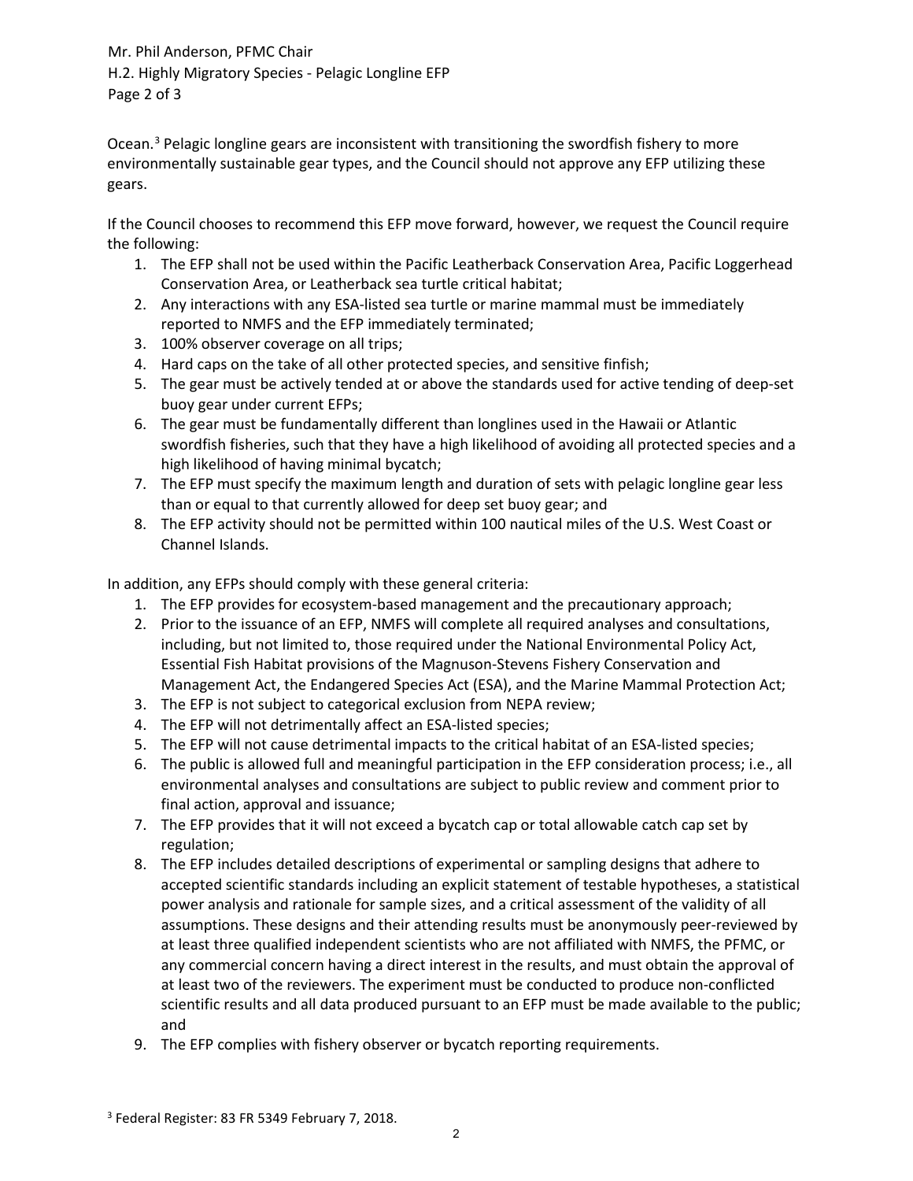Ocean.[3] Pelagic longline gears are inconsistent with transitioning the swordfish fishery to more environmentally sustainable gear types, and the Council should not approve any EFP utilizing these gears.

If the Council chooses to recommend this EFP move forward, however, we request the Council require the following:

1. The EFP shall not be used within the Pacific Leatherback Conservation Area, Pacific Loggerhead Conservation Area, or Leatherback sea turtle critical habitat;
2. Any interactions with any ESA-listed sea turtle or marine mammal must be immediately reported to NMFS and the EFP immediately terminated;
3. 100% observer coverage on all trips;
4. Hard caps on the take of all other protected species, and sensitive finfish;
5. The gear must be actively tended at or above the standards used for active tending of deep-set buoy gear under current EFPs;
6. The gear must be fundamentally different than longlines used in the Hawaii or Atlantic swordfish fisheries, such that they have a high likelihood of avoiding all protected species and a high likelihood of having minimal bycatch;
7. The EFP must specify the maximum length and duration of sets with pelagic longline gear less than or equal to that currently allowed for deep set buoy gear; and
8. The EFP activity should not be permitted within 100 nautical miles of the U.S. West Coast or Channel Islands.

In addition, any EFPs should comply with these general criteria:

1. The EFP provides for ecosystem-based management and the precautionary approach;
2. Prior to the issuance of an EFP, NMFS will complete all required analyses and consultations, including, but not limited to, those required under the National Environmental Policy Act, Essential Fish Habitat provisions of the Magnuson-Stevens Fishery Conservation and Management Act, the Endangered Species Act (ESA), and the Marine Mammal Protection Act;
3. The EFP is not subject to categorical exclusion from NEPA review;
4. The EFP will not detrimentally affect an ESA-listed species;
5. The EFP will not cause detrimental impacts to the critical habitat of an ESA-listed species;
6. The public is allowed full and meaningful participation in the EFP consideration process; i.e., all environmental analyses and consultations are subject to public review and comment prior to final action, approval and issuance;
7. The EFP provides that it will not exceed a bycatch cap or total allowable catch cap set by regulation;
8. The EFP includes detailed descriptions of experimental or sampling designs that adhere to accepted scientific standards including an explicit statement of testable hypotheses, a statistical power analysis and rationale for sample sizes, and a critical assessment of the validity of all assumptions. These designs and their attending results must be anonymously peer-reviewed by at least three qualified independent scientists who are not affiliated with NMFS, the PFMC, or any commercial concern having a direct interest in the results, and must obtain the approval of at least two of the reviewers. The experiment must be conducted to produce non-conflicted scientific results and all data produced pursuant to an EFP must be made available to the public; and
9. The EFP complies with fishery observer or bycatch reporting requirements.

[3] Federal Register: 83 FR 5349 February 7, 2018.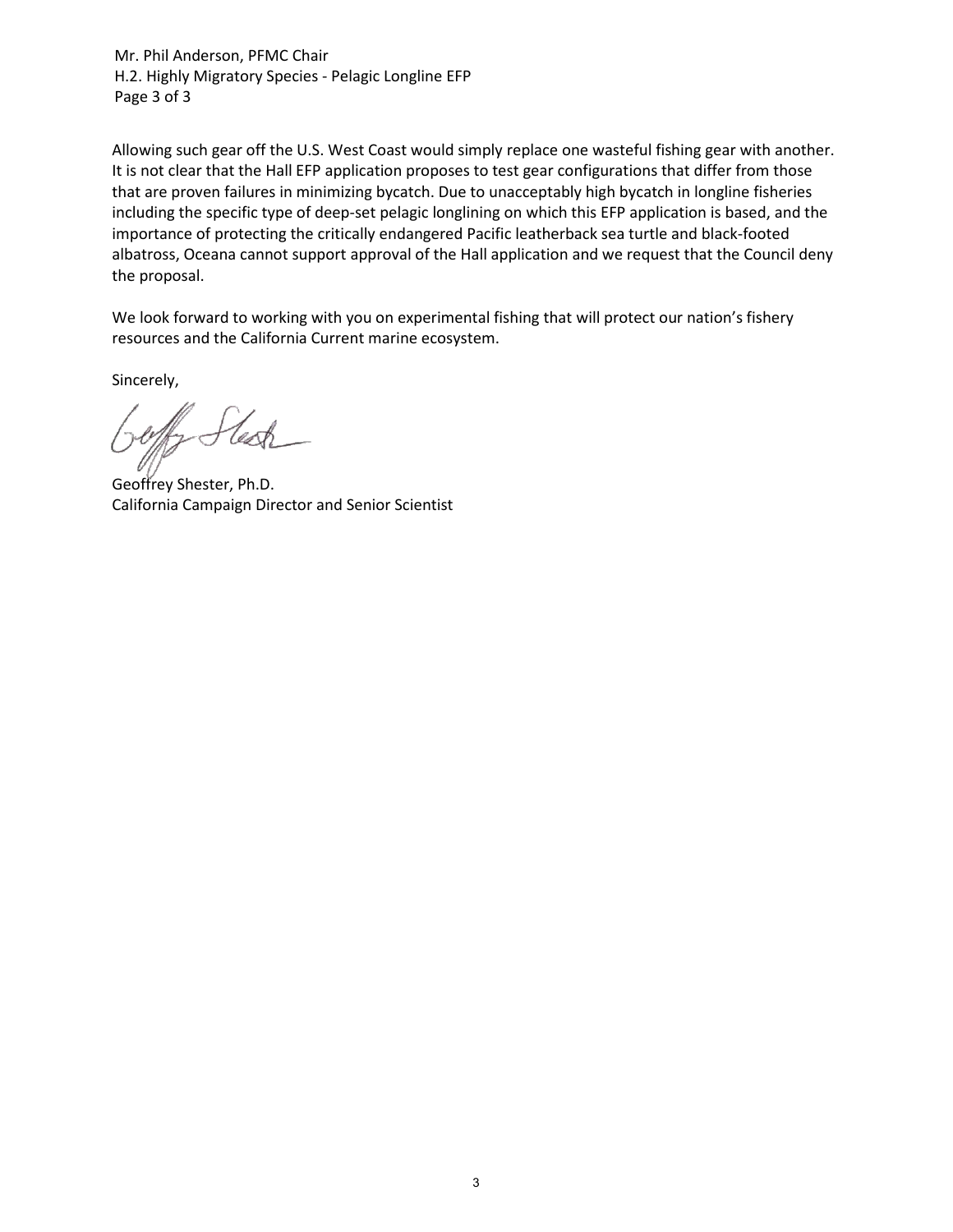Allowing such gear off the U.S. West Coast would simply replace one wasteful fishing gear with another. It is not clear that the Hall EFP application proposes to test gear configurations that differ from those that are proven failures in minimizing bycatch. Due to unacceptably high bycatch in longline fisheries including the specific type of deep-set pelagic longlining on which this EFP application is based, and the importance of protecting the critically endangered Pacific leatherback sea turtle and black-footed albatross, Oceana cannot support approval of the Hall application and we request that the Council deny the proposal.

We look forward to working with you on experimental fishing that will protect our nation's fishery resources and the California Current marine ecosystem.

Sincerely,

Geoffrey Shester, Ph.D.
California Campaign Director and Senior Scientist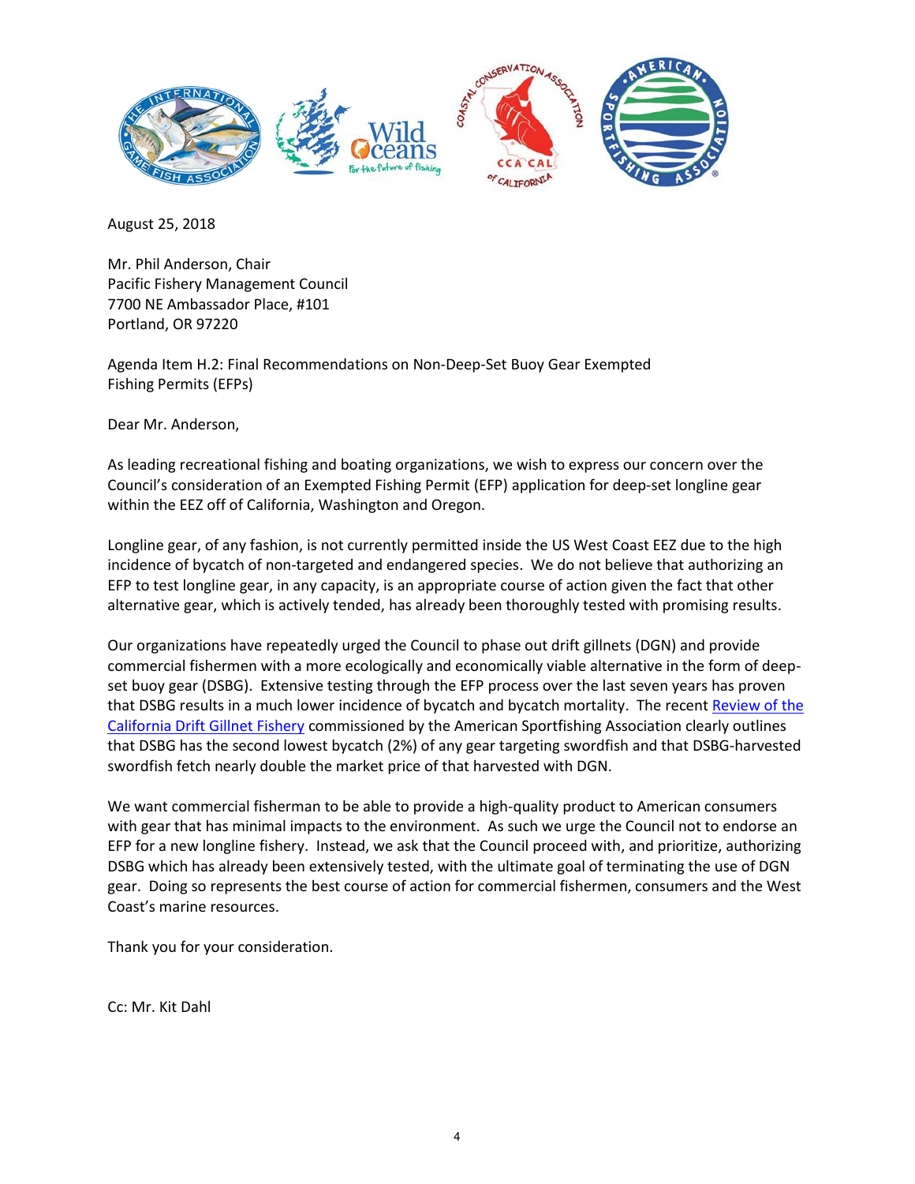August 25, 2018

Mr. Phil Anderson, Chair
Pacific Fishery Management Council
7700 NE Ambassador Place, #101
Portland, OR 97220

Agenda Item H.2: Final Recommendations on Non-Deep-Set Buoy Gear Exempted Fishing Permits (EFPs)

Dear Mr. Anderson,

As leading recreational fishing and boating organizations, we wish to express our concern over the Council's consideration of an Exempted Fishing Permit (EFP) application for deep-set longline gear within the EEZ off of California, Washington and Oregon.

Longline gear, of any fashion, is not currently permitted inside the US West Coast EEZ due to the high incidence of bycatch of non-targeted and endangered species. We do not believe that authorizing an EFP to test longline gear, in any capacity, is an appropriate course of action given the fact that other alternative gear, which is actively tended, has already been thoroughly tested with promising results.

Our organizations have repeatedly urged the Council to phase out drift gillnets (DGN) and provide commercial fishermen with a more ecologically and economically viable alternative in the form of deep-set buoy gear (DSBG). Extensive testing through the EFP process over the last seven years has proven that DSBG results in a much lower incidence of bycatch and bycatch mortality. The recent Review of the California Drift Gillnet Fishery commissioned by the American Sportfishing Association clearly outlines that DSBG has the second lowest bycatch (2%) of any gear targeting swordfish and that DSBG-harvested swordfish fetch nearly double the market price of that harvested with DGN.

We want commercial fisherman to be able to provide a high-quality product to American consumers with gear that has minimal impacts to the environment. As such we urge the Council not to endorse an EFP for a new longline fishery. Instead, we ask that the Council proceed with, and prioritize, authorizing DSBG which has already been extensively tested, with the ultimate goal of terminating the use of DGN gear. Doing so represents the best course of action for commercial fishermen, consumers and the West Coast's marine resources.

Thank you for your consideration.

Cc: Mr. Kit Dahl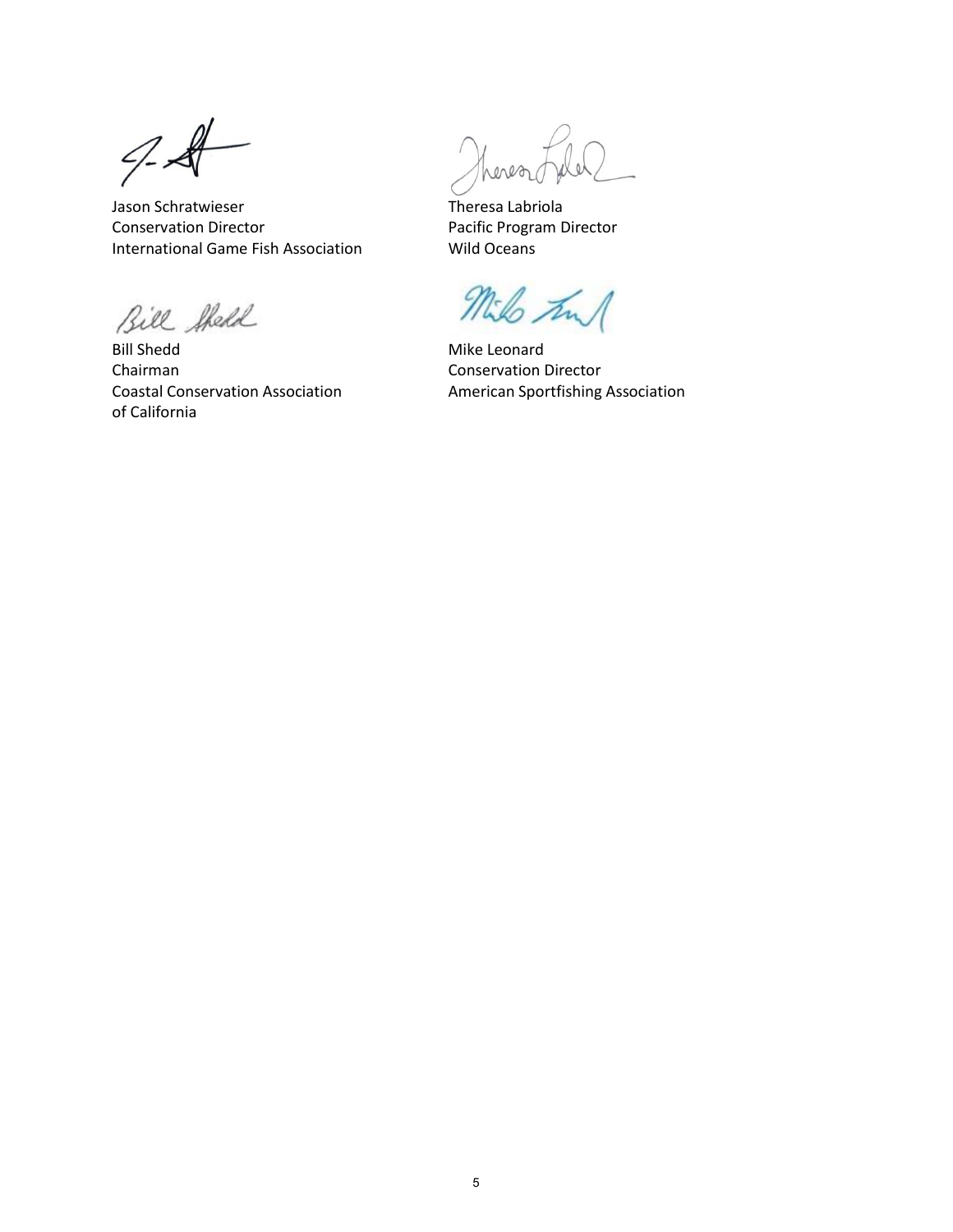Jason Schratwieser
Conservation Director
International Game Fish Association

Theresa Labriola
Pacific Program Director
Wild Oceans

Bill Shedd
Chairman
Coastal Conservation Association of California

Mike Leonard
Conservation Director
American Sportfishing Association